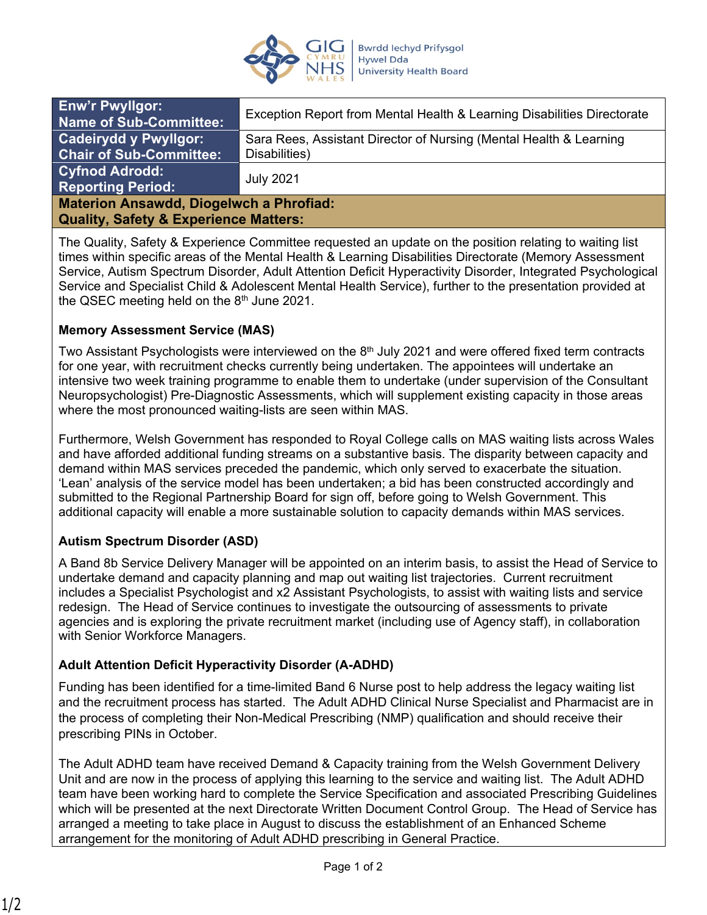| Enw'r Pwyllgor: Name of Sub-Committee: | Exception Report from Mental Health & Learning Disabilities Directorate |
|---|---|
| Cadeirydd y Pwyllgor: Chair of Sub-Committee: | Sara Rees, Assistant Director of Nursing (Mental Health & Learning Disabilities) |
| Cyfnod Adrodd: Reporting Period: | July 2021 |

**Materion Ansawdd, Diogelwch a Phrofiad:**
**Quality, Safety & Experience Matters:**

The Quality, Safety & Experience Committee requested an update on the position relating to waiting list times within specific areas of the Mental Health & Learning Disabilities Directorate (Memory Assessment Service, Autism Spectrum Disorder, Adult Attention Deficit Hyperactivity Disorder, Integrated Psychological Service and Specialist Child & Adolescent Mental Health Service), further to the presentation provided at the QSEC meeting held on the 8th June 2021.

**Memory Assessment Service (MAS)**

Two Assistant Psychologists were interviewed on the 8th July 2021 and were offered fixed term contracts for one year, with recruitment checks currently being undertaken. The appointees will undertake an intensive two week training programme to enable them to undertake (under supervision of the Consultant Neuropsychologist) Pre-Diagnostic Assessments, which will supplement existing capacity in those areas where the most pronounced waiting-lists are seen within MAS.

Furthermore, Welsh Government has responded to Royal College calls on MAS waiting lists across Wales and have afforded additional funding streams on a substantive basis. The disparity between capacity and demand within MAS services preceded the pandemic, which only served to exacerbate the situation. 'Lean' analysis of the service model has been undertaken; a bid has been constructed accordingly and submitted to the Regional Partnership Board for sign off, before going to Welsh Government. This additional capacity will enable a more sustainable solution to capacity demands within MAS services.

**Autism Spectrum Disorder (ASD)**

A Band 8b Service Delivery Manager will be appointed on an interim basis, to assist the Head of Service to undertake demand and capacity planning and map out waiting list trajectories. Current recruitment includes a Specialist Psychologist and x2 Assistant Psychologists, to assist with waiting lists and service redesign. The Head of Service continues to investigate the outsourcing of assessments to private agencies and is exploring the private recruitment market (including use of Agency staff), in collaboration with Senior Workforce Managers.

**Adult Attention Deficit Hyperactivity Disorder (A-ADHD)**

Funding has been identified for a time-limited Band 6 Nurse post to help address the legacy waiting list and the recruitment process has started. The Adult ADHD Clinical Nurse Specialist and Pharmacist are in the process of completing their Non-Medical Prescribing (NMP) qualification and should receive their prescribing PINs in October.

The Adult ADHD team have received Demand & Capacity training from the Welsh Government Delivery Unit and are now in the process of applying this learning to the service and waiting list. The Adult ADHD team have been working hard to complete the Service Specification and associated Prescribing Guidelines which will be presented at the next Directorate Written Document Control Group. The Head of Service has arranged a meeting to take place in August to discuss the establishment of an Enhanced Scheme arrangement for the monitoring of Adult ADHD prescribing in General Practice.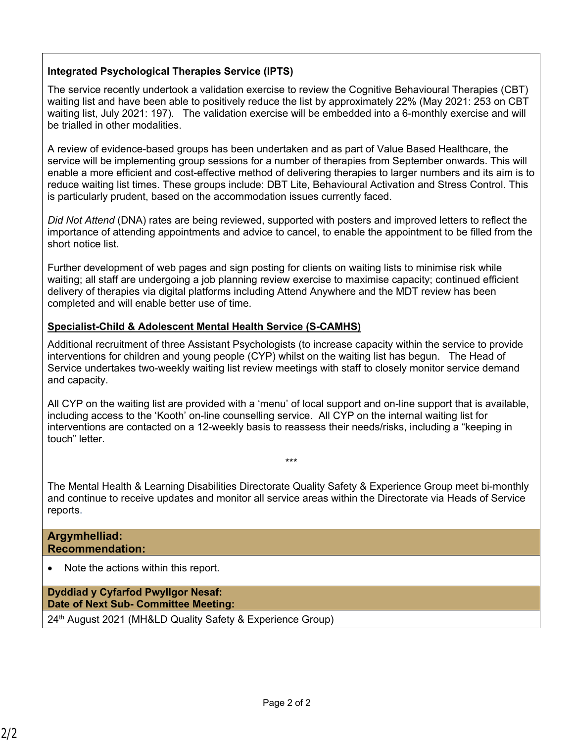**Integrated Psychological Therapies Service (IPTS)**

The service recently undertook a validation exercise to review the Cognitive Behavioural Therapies (CBT) waiting list and have been able to positively reduce the list by approximately 22% (May 2021: 253 on CBT waiting list, July 2021: 197). The validation exercise will be embedded into a 6-monthly exercise and will be trialled in other modalities.

A review of evidence-based groups has been undertaken and as part of Value Based Healthcare, the service will be implementing group sessions for a number of therapies from September onwards. This will enable a more efficient and cost-effective method of delivering therapies to larger numbers and its aim is to reduce waiting list times. These groups include: DBT Lite, Behavioural Activation and Stress Control. This is particularly prudent, based on the accommodation issues currently faced.

*Did Not Attend* (DNA) rates are being reviewed, supported with posters and improved letters to reflect the importance of attending appointments and advice to cancel, to enable the appointment to be filled from the short notice list.

Further development of web pages and sign posting for clients on waiting lists to minimise risk while waiting; all staff are undergoing a job planning review exercise to maximise capacity; continued efficient delivery of therapies via digital platforms including Attend Anywhere and the MDT review has been completed and will enable better use of time.

**Specialist-Child & Adolescent Mental Health Service (S-CAMHS)**

Additional recruitment of three Assistant Psychologists (to increase capacity within the service to provide interventions for children and young people (CYP) whilst on the waiting list has begun. The Head of Service undertakes two-weekly waiting list review meetings with staff to closely monitor service demand and capacity.

All CYP on the waiting list are provided with a 'menu' of local support and on-line support that is available, including access to the 'Kooth' on-line counselling service. All CYP on the internal waiting list for interventions are contacted on a 12-weekly basis to reassess their needs/risks, including a "keeping in touch" letter.

***

The Mental Health & Learning Disabilities Directorate Quality Safety & Experience Group meet bi-monthly and continue to receive updates and monitor all service areas within the Directorate via Heads of Service reports.

**Argymhelliad:**
**Recommendation:**

- Note the actions within this report.

**Dyddiad y Cyfarfod Pwyllgor Nesaf:**
**Date of Next Sub- Committee Meeting:**

24th August 2021 (MH&LD Quality Safety & Experience Group)